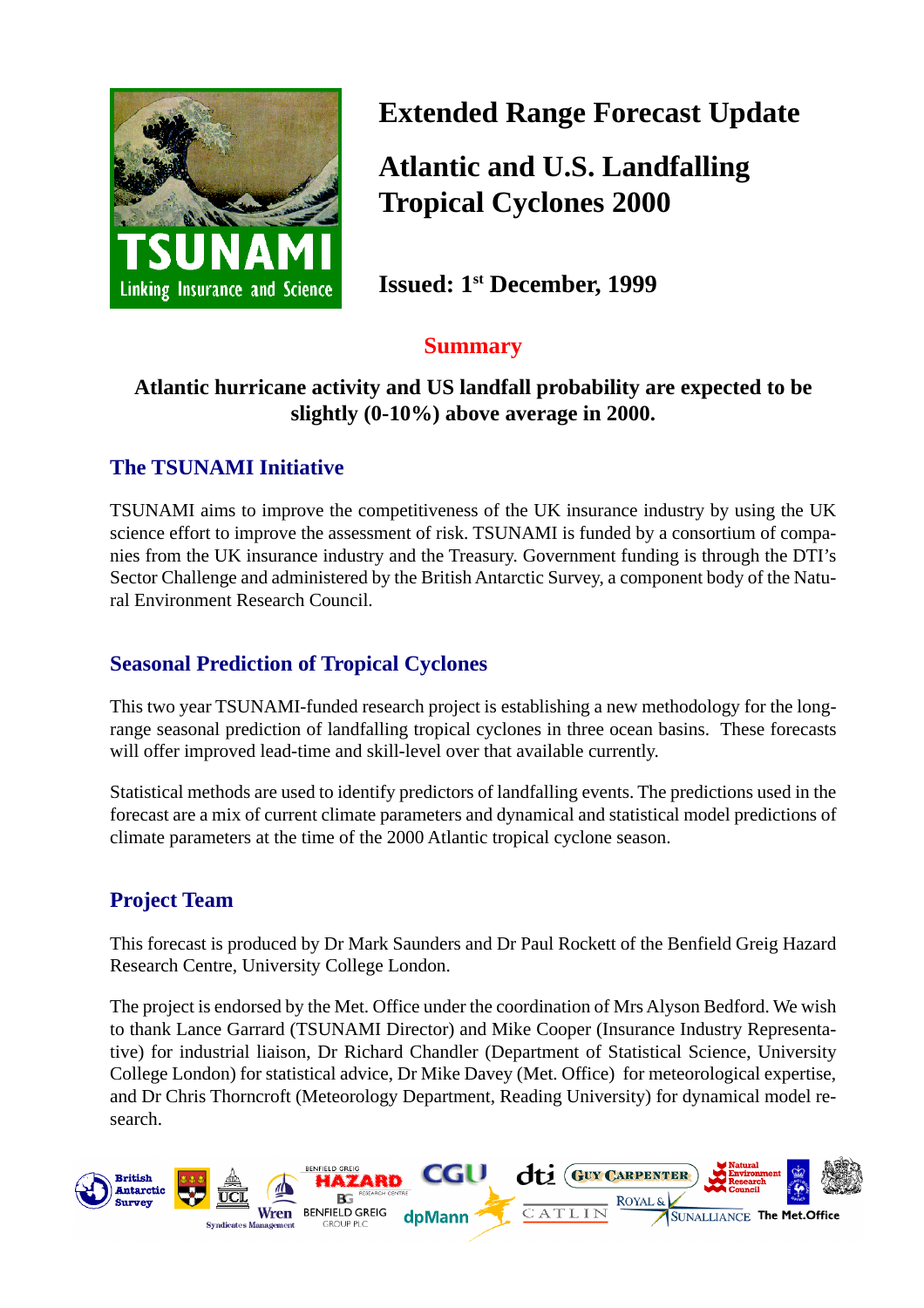TSUNAMI

Linking Insurance and Science

# Extended Range Forecast Update

# Atlantic and U.S. Landfalling Tropical Cyclones 2000

**Issued: 1st December, 1999**

## Summary

**Atlantic hurricane activity and US landfall probability are expected to be slightly (0-10%) above average in 2000.**

## The TSUNAMI Initiative

TSUNAMI aims to improve the competitiveness of the UK insurance industry by using the UK science effort to improve the assessment of risk. TSUNAMI is funded by a consortium of companies from the UK insurance industry and the Treasury. Government funding is through the DTI's Sector Challenge and administered by the British Antarctic Survey, a component body of the Natural Environment Research Council.

## Seasonal Prediction of Tropical Cyclones

This two year TSUNAMI-funded research project is establishing a new methodology for the long-range seasonal prediction of landfalling tropical cyclones in three ocean basins. These forecasts will offer improved lead-time and skill-level over that available currently.

Statistical methods are used to identify predictors of landfalling events. The predictions used in the forecast are a mix of current climate parameters and dynamical and statistical model predictions of climate parameters at the time of the 2000 Atlantic tropical cyclone season.

## Project Team

This forecast is produced by Dr Mark Saunders and Dr Paul Rockett of the Benfield Greig Hazard Research Centre, University College London.

The project is endorsed by the Met. Office under the coordination of Mrs Alyson Bedford. We wish to thank Lance Garrard (TSUNAMI Director) and Mike Cooper (Insurance Industry Representative) for industrial liaison, Dr Richard Chandler (Department of Statistical Science, University College London) for statistical advice, Dr Mike Davey (Met. Office) for meteorological expertise, and Dr Chris Thorncroft (Meteorology Department, Reading University) for dynamical model research.

British Antarctic Survey · UCL · Wren Syndicates Management · Benfield Greig Hazard Research Centre · Benfield Greig Group PLC · CGU · dpMann · dti · Guy Carpenter · Catlin · Royal & SunAlliance · Natural Environment Research Council · The Met.Office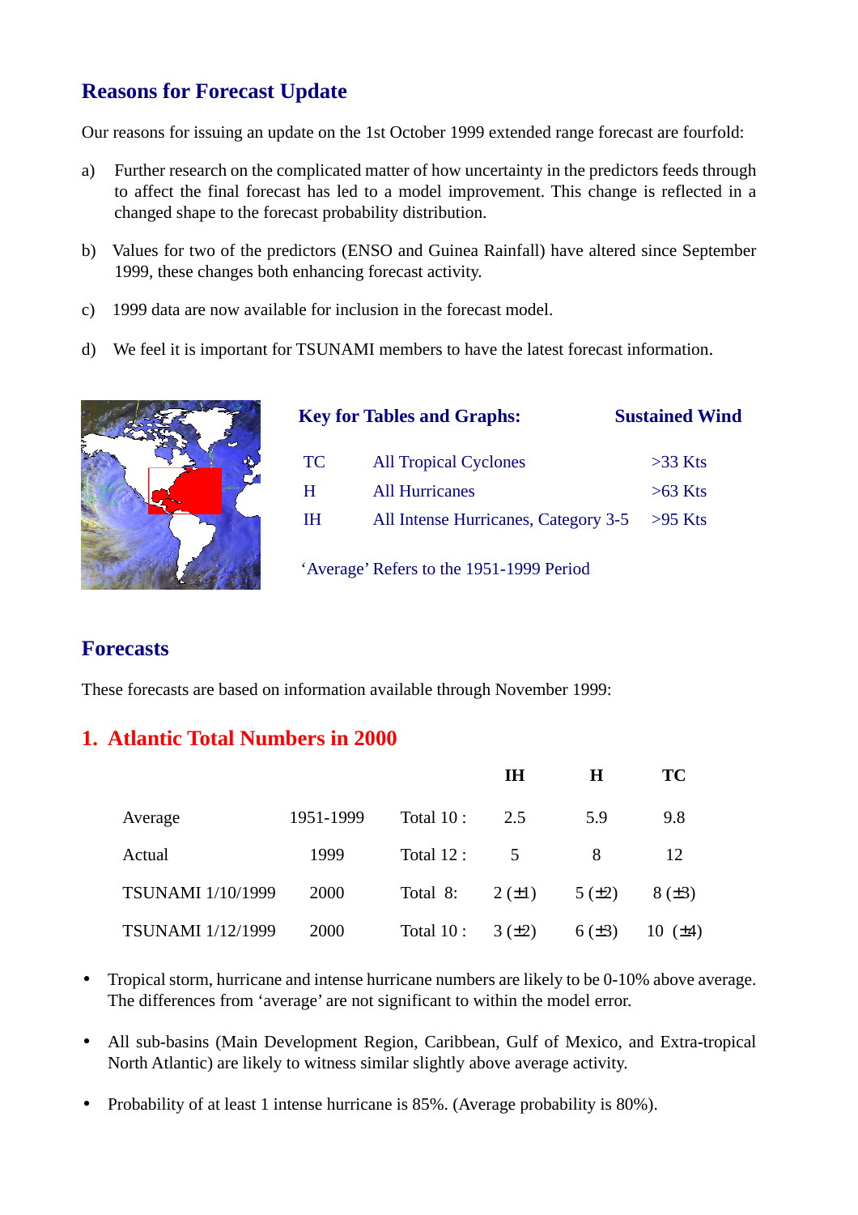## Reasons for Forecast Update

Our reasons for issuing an update on the 1st October 1999 extended range forecast are fourfold:

a) Further research on the complicated matter of how uncertainty in the predictors feeds through to affect the final forecast has led to a model improvement. This change is reflected in a changed shape to the forecast probability distribution.

b) Values for two of the predictors (ENSO and Guinea Rainfall) have altered since September 1999, these changes both enhancing forecast activity.

c) 1999 data are now available for inclusion in the forecast model.

d) We feel it is important for TSUNAMI members to have the latest forecast information.

**Key for Tables and Graphs:**

| | | Sustained Wind |
|---|---|---|
| TC | All Tropical Cyclones | >33 Kts |
| H | All Hurricanes | >63 Kts |
| IH | All Intense Hurricanes, Category 3-5 | >95 Kts |

'Average' Refers to the 1951-1999 Period

## Forecasts

These forecasts are based on information available through November 1999:

### 1. Atlantic Total Numbers in 2000

| | | | IH | H | TC |
|---|---|---|---|---|---|
| Average | 1951-1999 | Total 10 : | 2.5 | 5.9 | 9.8 |
| Actual | 1999 | Total 12 : | 5 | 8 | 12 |
| TSUNAMI 1/10/1999 | 2000 | Total 8: | 2 (±1) | 5 (±2) | 8 (±3) |
| TSUNAMI 1/12/1999 | 2000 | Total 10 : | 3 (±2) | 6 (±3) | 10 (±4) |

- Tropical storm, hurricane and intense hurricane numbers are likely to be 0-10% above average. The differences from 'average' are not significant to within the model error.
- All sub-basins (Main Development Region, Caribbean, Gulf of Mexico, and Extra-tropical North Atlantic) are likely to witness similar slightly above average activity.
- Probability of at least 1 intense hurricane is 85%. (Average probability is 80%).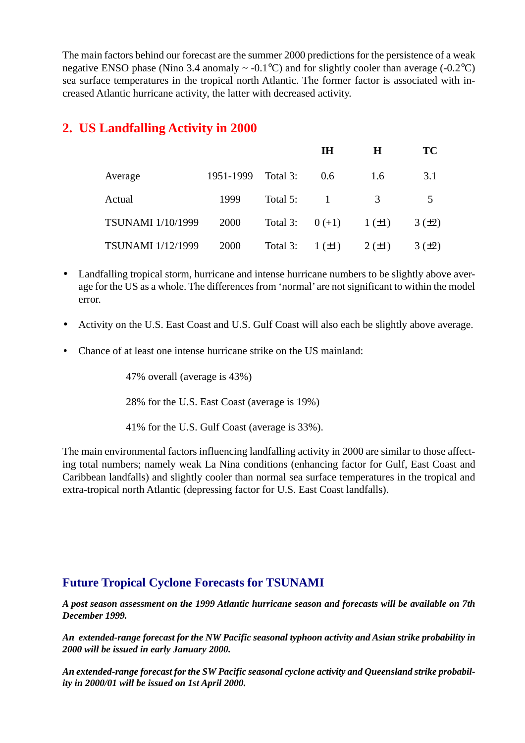The main factors behind our forecast are the summer 2000 predictions for the persistence of a weak negative ENSO phase (Nino 3.4 anomaly ~ -0.1°C) and for slightly cooler than average (-0.2°C) sea surface temperatures in the tropical north Atlantic. The former factor is associated with increased Atlantic hurricane activity, the latter with decreased activity.

## 2. US Landfalling Activity in 2000

| | | | IH | H | TC |
|---|---|---|---|---|---|
| Average | 1951-1999 | Total 3: | 0.6 | 1.6 | 3.1 |
| Actual | 1999 | Total 5: | 1 | 3 | 5 |
| TSUNAMI 1/10/1999 | 2000 | Total 3: | 0 (+1) | 1 (±1) | 3 (±2) |
| TSUNAMI 1/12/1999 | 2000 | Total 3: | 1 (±1) | 2 (±1) | 3 (±2) |

- Landfalling tropical storm, hurricane and intense hurricane numbers to be slightly above average for the US as a whole. The differences from 'normal' are not significant to within the model error.

- Activity on the U.S. East Coast and U.S. Gulf Coast will also each be slightly above average.

- Chance of at least one intense hurricane strike on the US mainland:

  47% overall (average is 43%)

  28% for the U.S. East Coast (average is 19%)

  41% for the U.S. Gulf Coast (average is 33%).

The main environmental factors influencing landfalling activity in 2000 are similar to those affecting total numbers; namely weak La Nina conditions (enhancing factor for Gulf, East Coast and Caribbean landfalls) and slightly cooler than normal sea surface temperatures in the tropical and extra-tropical north Atlantic (depressing factor for U.S. East Coast landfalls).

## Future Tropical Cyclone Forecasts for TSUNAMI

***A post season assessment on the 1999 Atlantic hurricane season and forecasts will be available on 7th December 1999.***

***An extended-range forecast for the NW Pacific seasonal typhoon activity and Asian strike probability in 2000 will be issued in early January 2000.***

***An extended-range forecast for the SW Pacific seasonal cyclone activity and Queensland strike probability in 2000/01 will be issued on 1st April 2000.***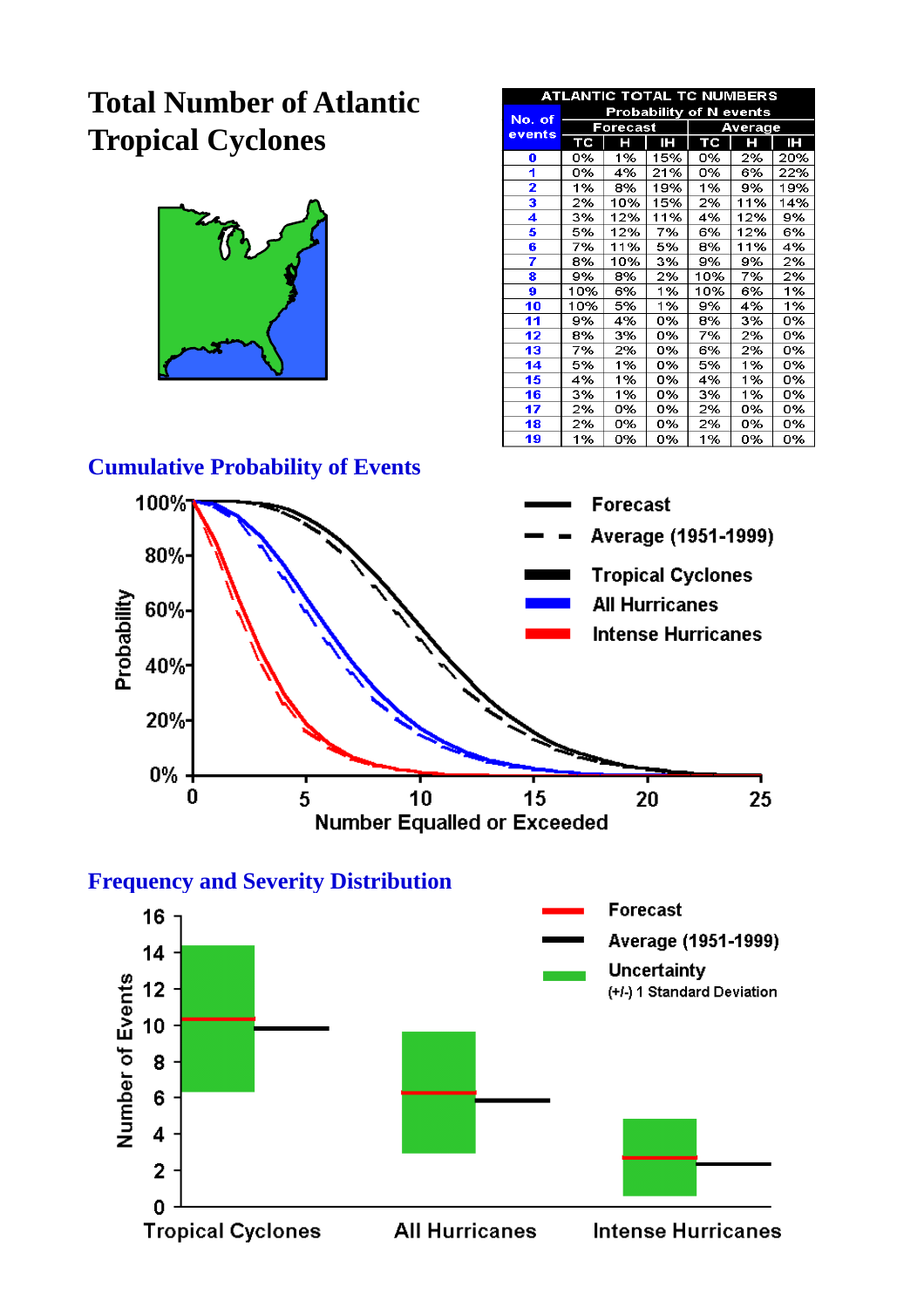# Total Number of Atlantic Tropical Cyclones

| ATLANTIC TOTAL TC NUMBERS | | | | | | |
|---|---|---|---|---|---|---|
| No. of events | Probability of N events | | | | | |
| | Forecast | | | Average | | |
| | TC | H | IH | TC | H | IH |
| 0 | 0% | 1% | 15% | 0% | 2% | 20% |
| 1 | 0% | 4% | 21% | 0% | 6% | 22% |
| 2 | 1% | 8% | 19% | 1% | 9% | 19% |
| 3 | 2% | 10% | 15% | 2% | 11% | 14% |
| 4 | 3% | 12% | 11% | 4% | 12% | 9% |
| 5 | 5% | 12% | 7% | 6% | 12% | 6% |
| 6 | 7% | 11% | 5% | 8% | 11% | 4% |
| 7 | 8% | 10% | 3% | 9% | 9% | 2% |
| 8 | 9% | 8% | 2% | 10% | 7% | 2% |
| 9 | 10% | 6% | 1% | 10% | 6% | 1% |
| 10 | 10% | 5% | 1% | 9% | 4% | 1% |
| 11 | 9% | 4% | 0% | 8% | 3% | 0% |
| 12 | 8% | 3% | 0% | 7% | 2% | 0% |
| 13 | 7% | 2% | 0% | 6% | 2% | 0% |
| 14 | 5% | 1% | 0% | 5% | 1% | 0% |
| 15 | 4% | 1% | 0% | 4% | 1% | 0% |
| 16 | 3% | 1% | 0% | 3% | 1% | 0% |
| 17 | 2% | 0% | 0% | 2% | 0% | 0% |
| 18 | 2% | 0% | 0% | 2% | 0% | 0% |
| 19 | 1% | 0% | 0% | 1% | 0% | 0% |

## Cumulative Probability of Events

Probability
100%
80%
60%
40%
20%
0%
0 5 10 15 20 25
Number Equalled or Exceeded

Forecast
Average (1951-1999)
Tropical Cyclones
All Hurricanes
Intense Hurricanes

## Frequency and Severity Distribution

Number of Events
16 14 12 10 8 6 4 2 0
Tropical Cyclones
All Hurricanes
Intense Hurricanes

Forecast
Average (1951-1999)
Uncertainty
(+/-) 1 Standard Deviation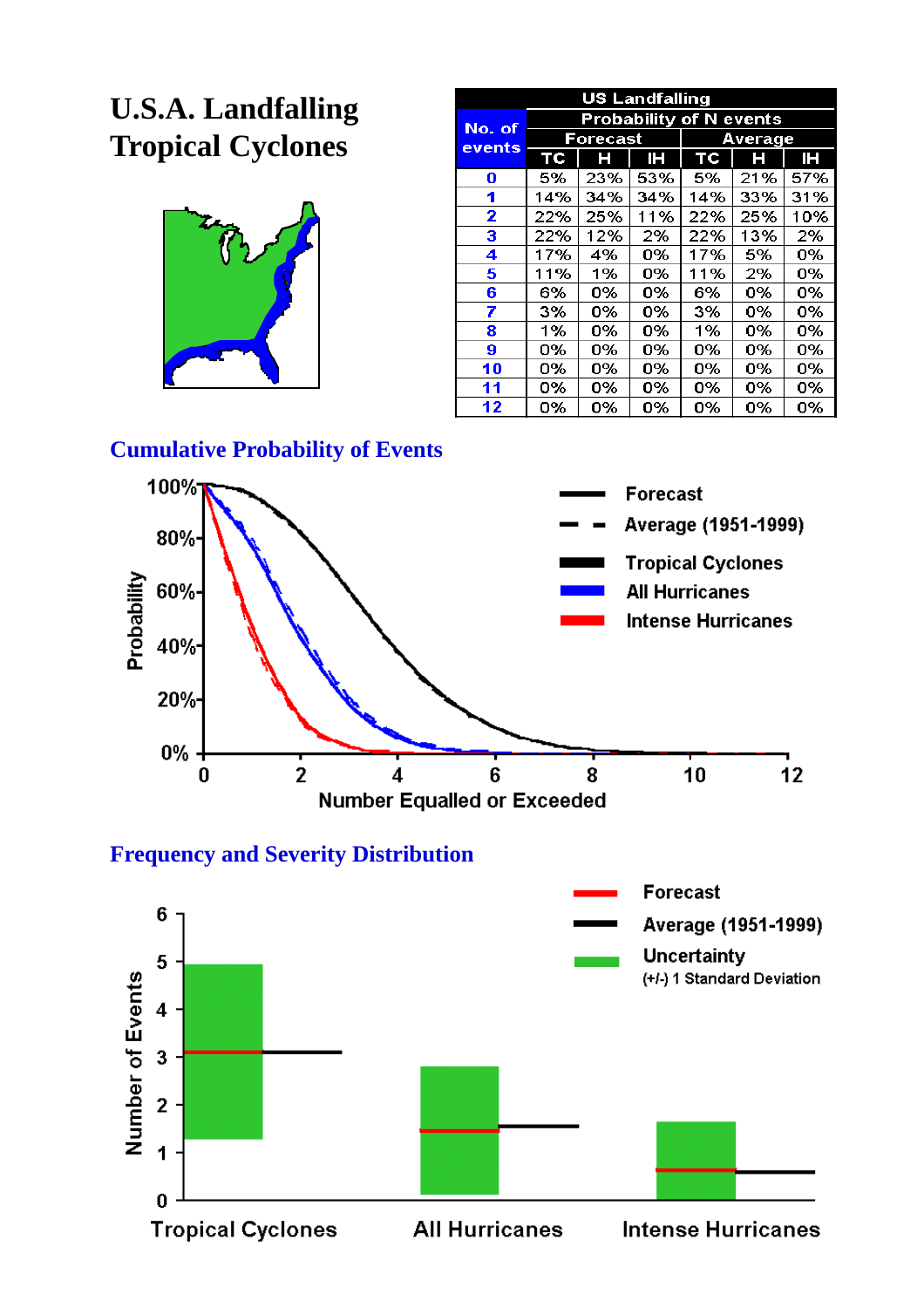# U.S.A. Landfalling Tropical Cyclones

| No. of events | Forecast TC | Forecast H | Forecast IH | Average TC | Average H | Average IH |
|---|---|---|---|---|---|---|
| 0 | 5% | 23% | 53% | 5% | 21% | 57% |
| 1 | 14% | 34% | 34% | 14% | 33% | 31% |
| 2 | 22% | 25% | 11% | 22% | 25% | 10% |
| 3 | 22% | 12% | 2% | 22% | 13% | 2% |
| 4 | 17% | 4% | 0% | 17% | 5% | 0% |
| 5 | 11% | 1% | 0% | 11% | 2% | 0% |
| 6 | 6% | 0% | 0% | 6% | 0% | 0% |
| 7 | 3% | 0% | 0% | 3% | 0% | 0% |
| 8 | 1% | 0% | 0% | 1% | 0% | 0% |
| 9 | 0% | 0% | 0% | 0% | 0% | 0% |
| 10 | 0% | 0% | 0% | 0% | 0% | 0% |
| 11 | 0% | 0% | 0% | 0% | 0% | 0% |
| 12 | 0% | 0% | 0% | 0% | 0% | 0% |

US Landfalling — Probability of N events

## Cumulative Probability of Events

Probability

100%
80%
60%
40%
20%
0%

0 2 4 6 8 10 12

Number Equalled or Exceeded

Forecast
Average (1951-1999)
Tropical Cyclones
All Hurricanes
Intense Hurricanes

## Frequency and Severity Distribution

Number of Events

6
5
4
3
2
1
0

Tropical Cyclones
All Hurricanes
Intense Hurricanes

Forecast
Average (1951-1999)
Uncertainty
(+/-) 1 Standard Deviation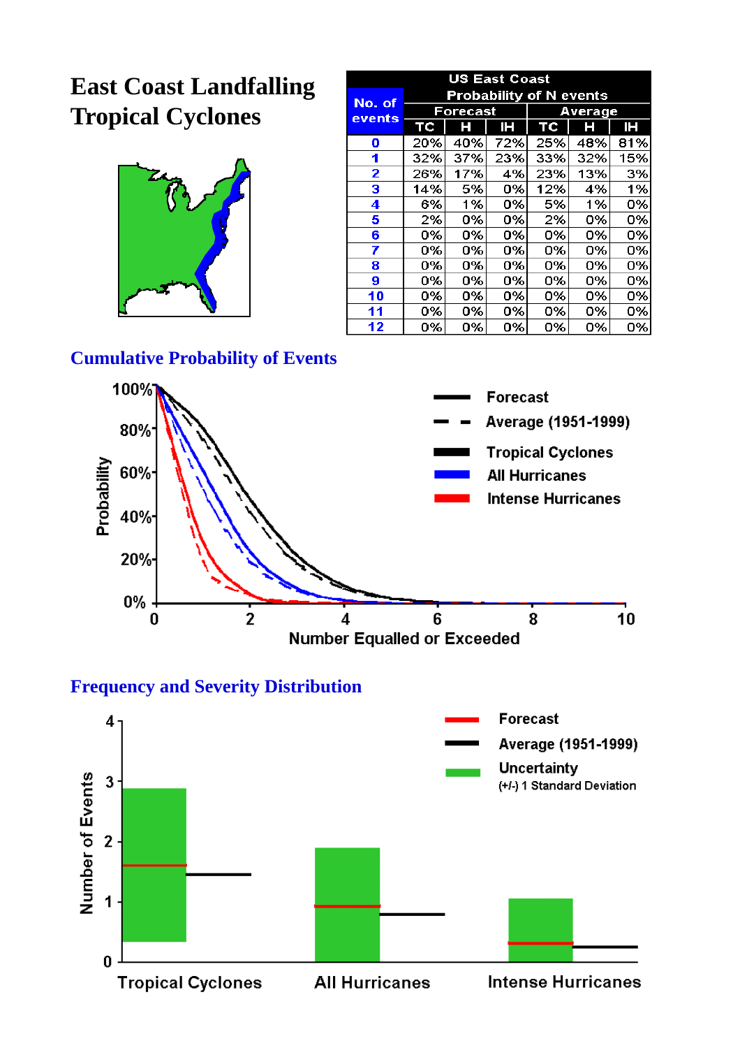# East Coast Landfalling Tropical Cyclones

| No. of events | US East Coast Probability of N events | | | | | |
|---|---|---|---|---|---|---|
| | Forecast | | | Average | | |
| | TC | H | IH | TC | H | IH |
| 0 | 20% | 40% | 72% | 25% | 48% | 81% |
| 1 | 32% | 37% | 23% | 33% | 32% | 15% |
| 2 | 26% | 17% | 4% | 23% | 13% | 3% |
| 3 | 14% | 5% | 0% | 12% | 4% | 1% |
| 4 | 6% | 1% | 0% | 5% | 1% | 0% |
| 5 | 2% | 0% | 0% | 2% | 0% | 0% |
| 6 | 0% | 0% | 0% | 0% | 0% | 0% |
| 7 | 0% | 0% | 0% | 0% | 0% | 0% |
| 8 | 0% | 0% | 0% | 0% | 0% | 0% |
| 9 | 0% | 0% | 0% | 0% | 0% | 0% |
| 10 | 0% | 0% | 0% | 0% | 0% | 0% |
| 11 | 0% | 0% | 0% | 0% | 0% | 0% |
| 12 | 0% | 0% | 0% | 0% | 0% | 0% |

## Cumulative Probability of Events

Probability

100%
80%
60%
40%
20%
0%

0
2
4
6
8
10

Number Equalled or Exceeded

Forecast
Average (1951-1999)
Tropical Cyclones
All Hurricanes
Intense Hurricanes

## Frequency and Severity Distribution

Number of Events

4
3
2
1
0

Tropical Cyclones
All Hurricanes
Intense Hurricanes

Forecast
Average (1951-1999)
Uncertainty
(+/-) 1 Standard Deviation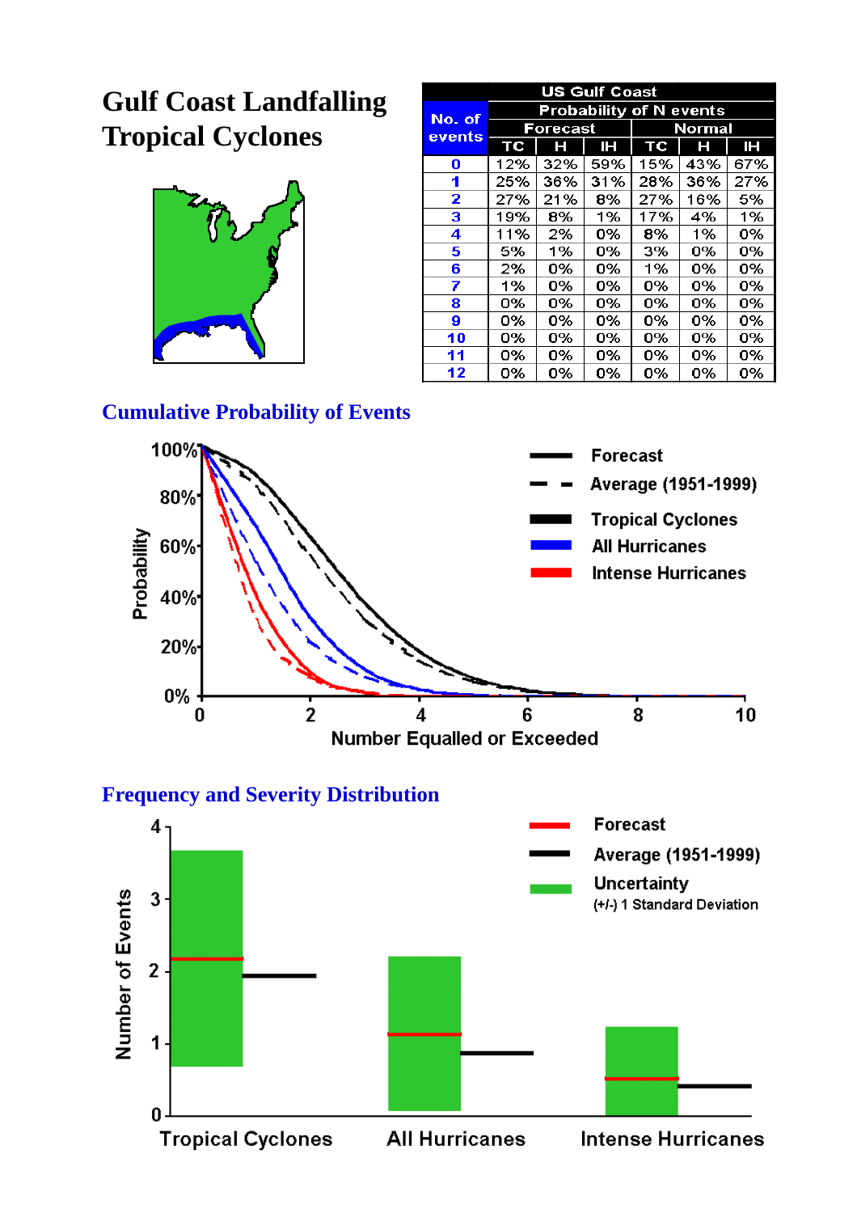# Gulf Coast Landfalling Tropical Cyclones

| No. of events | US Gulf Coast Probability of N events Forecast TC | Forecast H | Forecast IH | Normal TC | Normal H | Normal IH |
|---|---|---|---|---|---|---|
| 0 | 12% | 32% | 59% | 15% | 43% | 67% |
| 1 | 25% | 36% | 31% | 28% | 36% | 27% |
| 2 | 27% | 21% | 8% | 27% | 16% | 5% |
| 3 | 19% | 8% | 1% | 17% | 4% | 1% |
| 4 | 11% | 2% | 0% | 8% | 1% | 0% |
| 5 | 5% | 1% | 0% | 3% | 0% | 0% |
| 6 | 2% | 0% | 0% | 1% | 0% | 0% |
| 7 | 1% | 0% | 0% | 0% | 0% | 0% |
| 8 | 0% | 0% | 0% | 0% | 0% | 0% |
| 9 | 0% | 0% | 0% | 0% | 0% | 0% |
| 10 | 0% | 0% | 0% | 0% | 0% | 0% |
| 11 | 0% | 0% | 0% | 0% | 0% | 0% |
| 12 | 0% | 0% | 0% | 0% | 0% | 0% |

## Cumulative Probability of Events

Probability

100%
80%
60%
40%
20%
0%

0 2 4 6 8 10

Number Equalled or Exceeded

Forecast
Average (1951-1999)
Tropical Cyclones
All Hurricanes
Intense Hurricanes

## Frequency and Severity Distribution

Number of Events

4
3
2
1
0

Tropical Cyclones
All Hurricanes
Intense Hurricanes

Forecast
Average (1951-1999)
Uncertainty
(+/-) 1 Standard Deviation